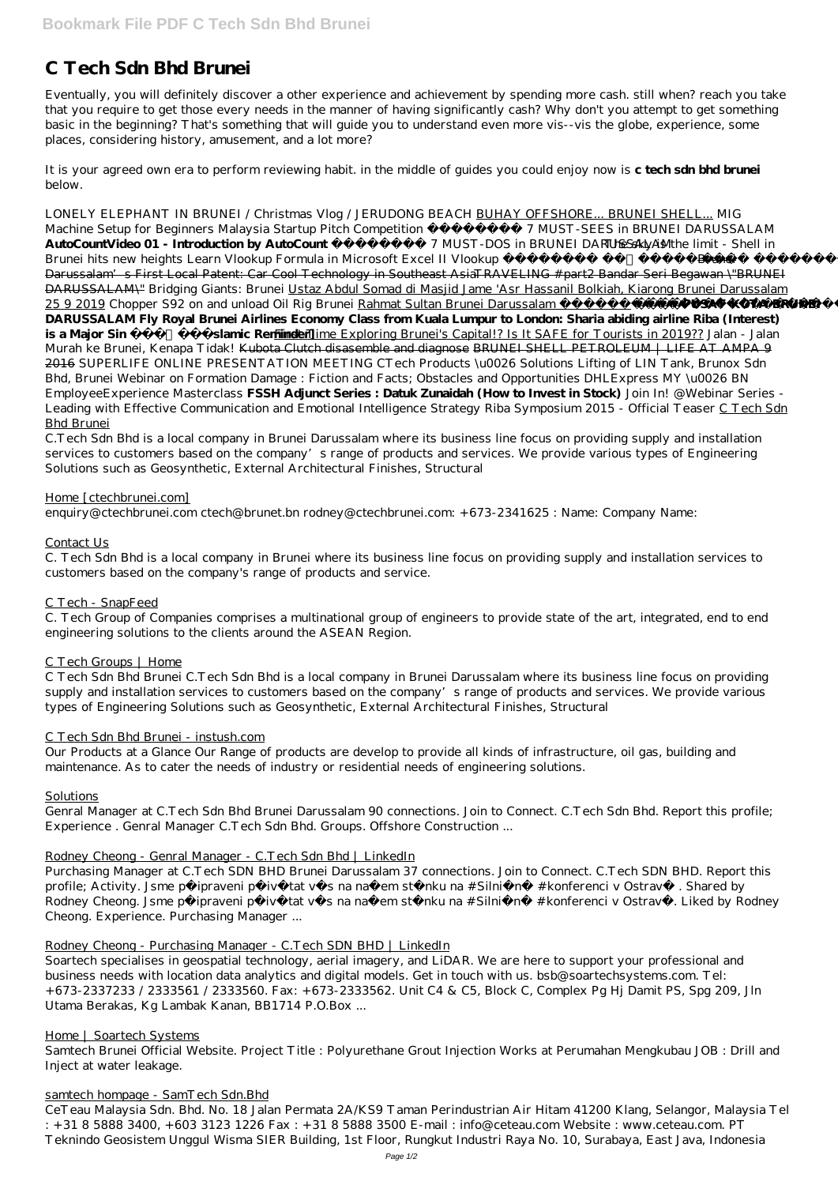# C Tech Sdn Bhd Brunei

Eventually, you will definitely discover a other experience and achievement by spending more cash. still when? reach you take that you require to get those every needs in the manner of having significantly cash? Why don't you attempt to get something basic in the beginning? That's something that will guide you to understand even more vis--vis the globe, experience, some places, considering history, amusement, and a lot more?

It is your agreed own era to perform reviewing habit. in the middle of guides you could enjoy now is **c tech sdn bhd brunei** below.

*LONELY ELEPHANT IN BRUNEI / Christmas Vlog / JERUDONG BEACH* BUHAY OFFSHORE... BRUNEI SHELL... *MIG Machine Setup for Beginners Malaysia Startup Pitch Competition* *7 MUST-SEES in BRUNEI DARUSSALAM* **AutoCountVideo 01 - Introduction by AutoCount** *7 MUST-DOS in BRUNEI DARUSSALAM* *The sky is the limit - Shell in Brunei hits new heights Learn Vlookup Formula in Microsoft Excel II Vlookup* Brunei Darussalam's First Local Patent: Car Cool Technology in Southeast Asia TRAVELING #part2 Bandar Seri Begawan \"BRUNEI DARUSSALAM\" *Bridging Giants: Brunei* Ustaz Abdul Somad di Masjid Jame 'Asr Hassanil Bolkiah, Kiarong Brunei Darussalam 25 9 2019 *Chopper S92 on and unload Oil Rig Brunei* Rahmat Sultan Brunei Darussalam **PUSAT KOTA BRUNEI DARUSSALAM Fly Royal Brunei Airlines Economy Class from Kuala Lumpur to London: Sharia abiding airline Riba (Interest) is a Major Sin [Islamic Reminder]** First Time Exploring Brunei's Capital!? Is It SAFE for Tourists in 2019?? *Jalan - Jalan Murah ke Brunei, Kenapa Tidak!* Kubota Clutch disasemble and diagnose BRUNEI SHELL PETROLEUM | LIFE AT AMPA 9 2016 *SUPERLIFE ONLINE PRESENTATION MEETING CTech Products \u0026 Solutions Lifting of LIN Tank, Brunox Sdn Bhd, Brunei Webinar on Formation Damage : Fiction and Facts; Obstacles and Opportunities DHLExpress MY \u0026 BN EmployeeExperience Masterclass* **FSSH Adjunct Series : Datuk Zunaidah (How to Invest in Stock)** *Join In! @Webinar Series - Leading with Effective Communication and Emotional Intelligence Strategy Riba Symposium 2015 - Official Teaser* C Tech Sdn Bhd Brunei

C.Tech Sdn Bhd is a local company in Brunei Darussalam where its business line focus on providing supply and installation services to customers based on the company's range of products and services. We provide various types of Engineering Solutions such as Geosynthetic, External Architectural Finishes, Structural

Home [ctechbrunei.com]

enquiry@ctechbrunei.com ctech@brunet.bn rodney@ctechbrunei.com: +673-2341625 : Name: Company Name:

Contact Us

C. Tech Sdn Bhd is a local company in Brunei where its business line focus on providing supply and installation services to customers based on the company's range of products and service.

C Tech - SnapFeed

C. Tech Group of Companies comprises a multinational group of engineers to provide state of the art, integrated, end to end engineering solutions to the clients around the ASEAN Region.

C Tech Groups | Home

C Tech Sdn Bhd Brunei C.Tech Sdn Bhd is a local company in Brunei Darussalam where its business line focus on providing supply and installation services to customers based on the company's range of products and services. We provide various types of Engineering Solutions such as Geosynthetic, External Architectural Finishes, Structural

C Tech Sdn Bhd Brunei - instush.com

Our Products at a Glance Our Range of products are develop to provide all kinds of infrastructure, oil gas, building and maintenance. As to cater the needs of industry or residential needs of engineering solutions.

Solutions

Genral Manager at C.Tech Sdn Bhd Brunei Darussalam 90 connections. Join to Connect. C.Tech Sdn Bhd. Report this profile; Experience . Genral Manager C.Tech Sdn Bhd. Groups. Offshore Construction ...

Rodney Cheong - Genral Manager - C.Tech Sdn Bhd | LinkedIn

Purchasing Manager at C.Tech SDN BHD Brunei Darussalam 37 connections. Join to Connect. C.Tech SDN BHD. Report this profile; Activity. Jsme připraveni přivítat vás na našem stánku na #Silniční #konferenci v Ostravě. Shared by Rodney Cheong. Jsme připraveni přivítat vás na našem stánku na #Silniční #konferenci v Ostravě. Liked by Rodney Cheong. Experience. Purchasing Manager ...

Rodney Cheong - Purchasing Manager - C.Tech SDN BHD | LinkedIn

Soartech specialises in geospatial technology, aerial imagery, and LiDAR. We are here to support your professional and business needs with location data analytics and digital models. Get in touch with us. bsb@soartechsystems.com. Tel: +673-2337233 / 2333561 / 2333560. Fax: +673-2333562. Unit C4 & C5, Block C, Complex Pg Hj Damit PS, Spg 209, Jln Utama Berakas, Kg Lambak Kanan, BB1714 P.O.Box ...

Home | Soartech Systems

Samtech Brunei Official Website. Project Title : Polyurethane Grout Injection Works at Perumahan Mengkubau JOB : Drill and Inject at water leakage.

samtech hompage - SamTech Sdn.Bhd

CeTeau Malaysia Sdn. Bhd. No. 18 Jalan Permata 2A/KS9 Taman Perindustrian Air Hitam 41200 Klang, Selangor, Malaysia Tel : +31 8 5888 3400, +603 3123 1226 Fax : +31 8 5888 3500 E-mail : info@ceteau.com Website : www.ceteau.com. PT Teknindo Geosistem Unggul Wisma SIER Building, 1st Floor, Rungkut Industri Raya No. 10, Surabaya, East Java, Indonesia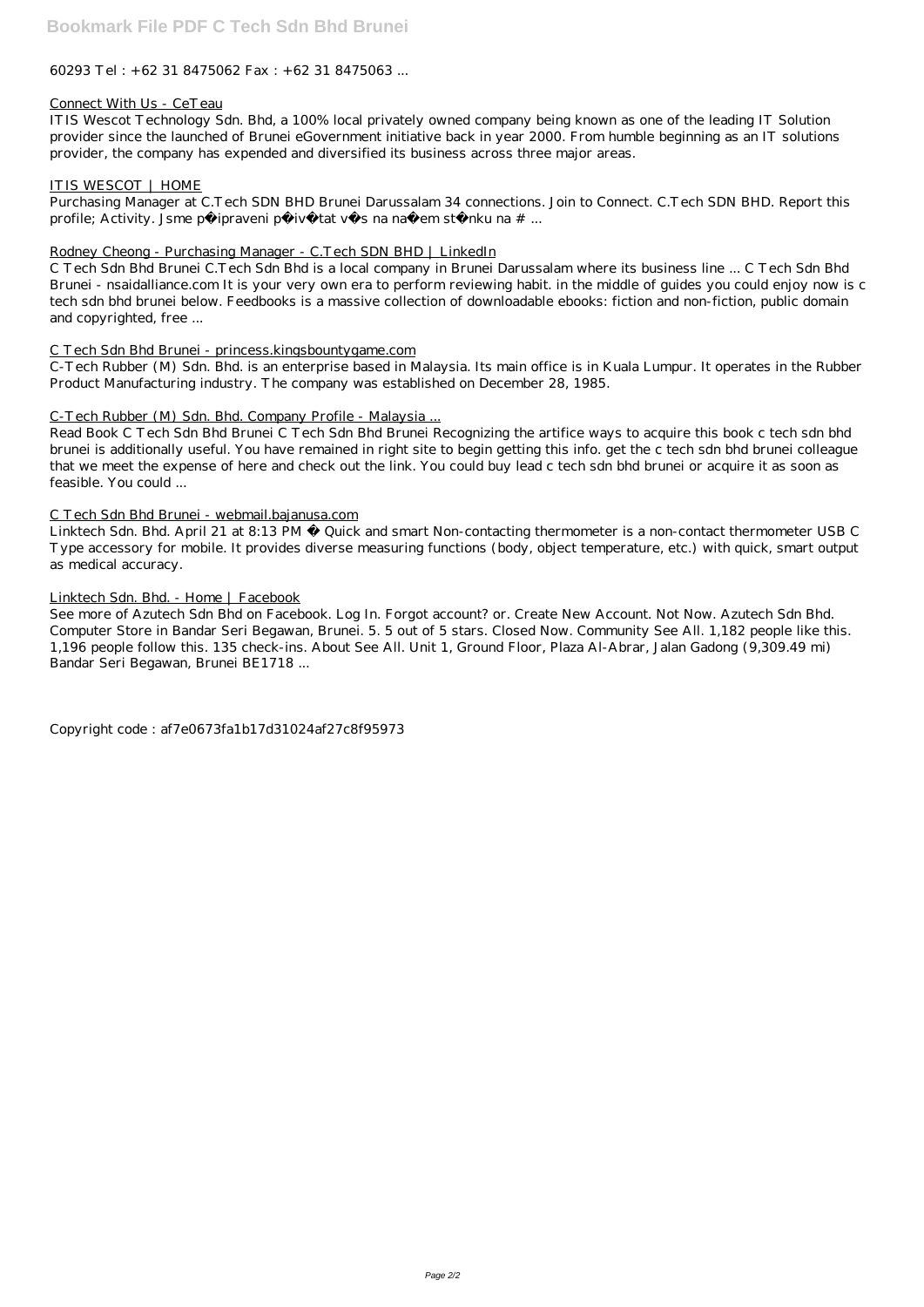60293 Tel : +62 31 8475062 Fax : +62 31 8475063 ...

## Connect With Us - CeTeau

ITIS Wescot Technology Sdn. Bhd, a 100% local privately owned company being known as one of the leading IT Solution provider since the launched of Brunei eGovernment initiative back in year 2000. From humble beginning as an IT solutions provider, the company has expended and diversified its business across three major areas.

## ITIS WESCOT | HOME

Purchasing Manager at C.Tech SDN BHD Brunei Darussalam 34 connections. Join to Connect. C.Tech SDN BHD. Report this profile; Activity. Jsme p ipraveni p iv tat v s na na em st nku na # ...

## Rodney Cheong - Purchasing Manager - C.Tech SDN BHD | LinkedIn

C Tech Sdn Bhd Brunei C.Tech Sdn Bhd is a local company in Brunei Darussalam where its business line ... C Tech Sdn Bhd Brunei - nsaidalliance.com It is your very own era to perform reviewing habit. in the middle of guides you could enjoy now is c tech sdn bhd brunei below. Feedbooks is a massive collection of downloadable ebooks: fiction and non-fiction, public domain and copyrighted, free ...

## C Tech Sdn Bhd Brunei - princess.kingsbountygame.com

C-Tech Rubber (M) Sdn. Bhd. is an enterprise based in Malaysia. Its main office is in Kuala Lumpur. It operates in the Rubber Product Manufacturing industry. The company was established on December 28, 1985.

## C-Tech Rubber (M) Sdn. Bhd. Company Profile - Malaysia ...

Read Book C Tech Sdn Bhd Brunei C Tech Sdn Bhd Brunei Recognizing the artifice ways to acquire this book c tech sdn bhd brunei is additionally useful. You have remained in right site to begin getting this info. get the c tech sdn bhd brunei colleague that we meet the expense of here and check out the link. You could buy lead c tech sdn bhd brunei or acquire it as soon as feasible. You could ...

## C Tech Sdn Bhd Brunei - webmail.bajanusa.com

Linktech Sdn. Bhd. April 21 at 8:13 PM · Quick and smart Non-contacting thermometer is a non-contact thermometer USB C Type accessory for mobile. It provides diverse measuring functions (body, object temperature, etc.) with quick, smart output as medical accuracy.

## Linktech Sdn. Bhd. - Home | Facebook

See more of Azutech Sdn Bhd on Facebook. Log In. Forgot account? or. Create New Account. Not Now. Azutech Sdn Bhd. Computer Store in Bandar Seri Begawan, Brunei. 5. 5 out of 5 stars. Closed Now. Community See All. 1,182 people like this. 1,196 people follow this. 135 check-ins. About See All. Unit 1, Ground Floor, Plaza Al-Abrar, Jalan Gadong (9,309.49 mi) Bandar Seri Begawan, Brunei BE1718 ...

Copyright code : af7e0673fa1b17d31024af27c8f95973